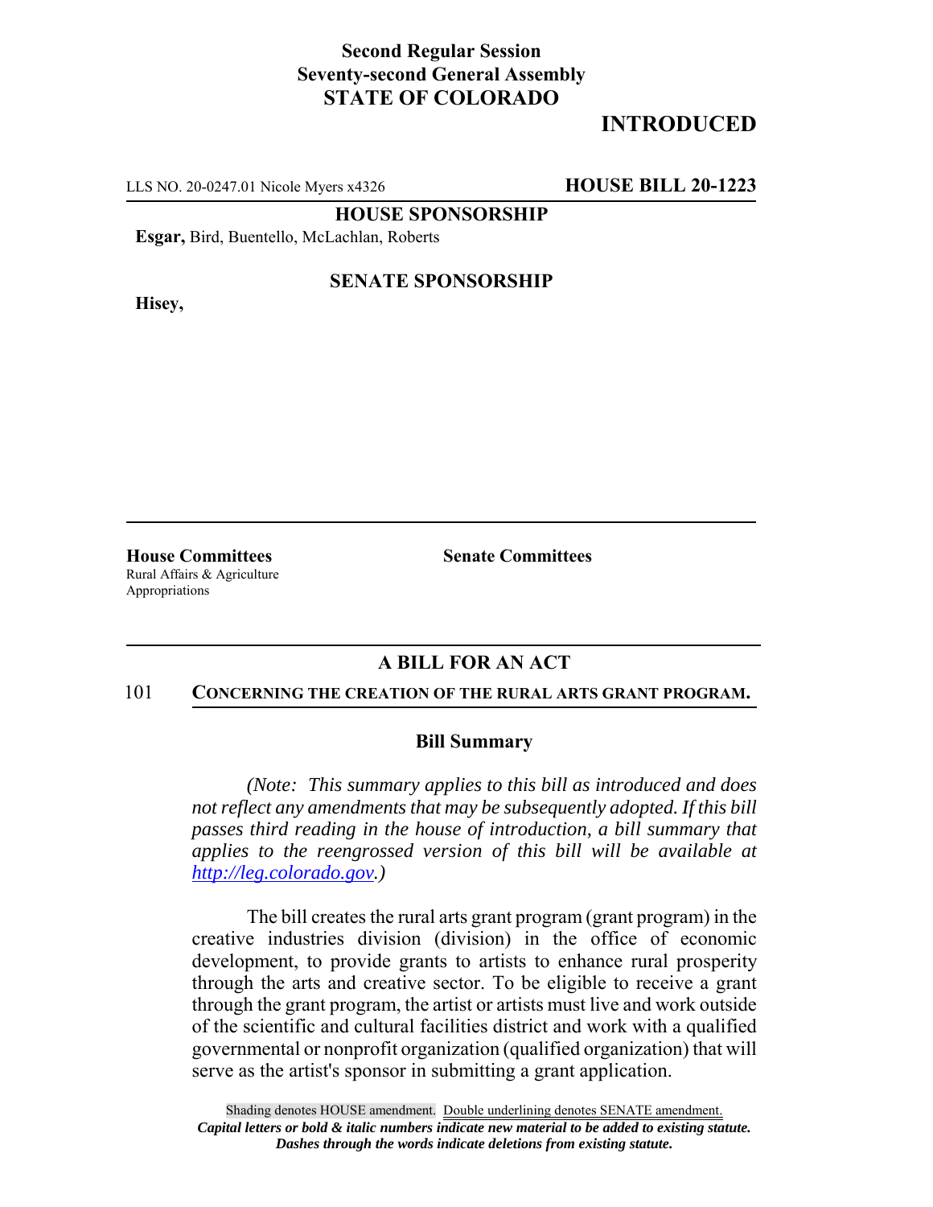**Second Regular Session**
**Seventy-second General Assembly**
**STATE OF COLORADO**

# INTRODUCTED

LLS NO. 20-0247.01 Nicole Myers x4326 **HOUSE BILL 20-1223**

**HOUSE SPONSORSHIP**

**Esgar,** Bird, Buentello, McLachlan, Roberts

**SENATE SPONSORSHIP**

**Hisey,**

**House Committees**
Rural Affairs & Agriculture
Appropriations

**Senate Committees**

## A BILL FOR AN ACT

101 **CONCERNING THE CREATION OF THE RURAL ARTS GRANT PROGRAM.**

### Bill Summary

*(Note: This summary applies to this bill as introduced and does not reflect any amendments that may be subsequently adopted. If this bill passes third reading in the house of introduction, a bill summary that applies to the reengrossed version of this bill will be available at http://leg.colorado.gov.)*

The bill creates the rural arts grant program (grant program) in the creative industries division (division) in the office of economic development, to provide grants to artists to enhance rural prosperity through the arts and creative sector. To be eligible to receive a grant through the grant program, the artist or artists must live and work outside of the scientific and cultural facilities district and work with a qualified governmental or nonprofit organization (qualified organization) that will serve as the artist's sponsor in submitting a grant application.

Shading denotes HOUSE amendment. Double underlining denotes SENATE amendment.
*Capital letters or bold & italic numbers indicate new material to be added to existing statute.*
*Dashes through the words indicate deletions from existing statute.*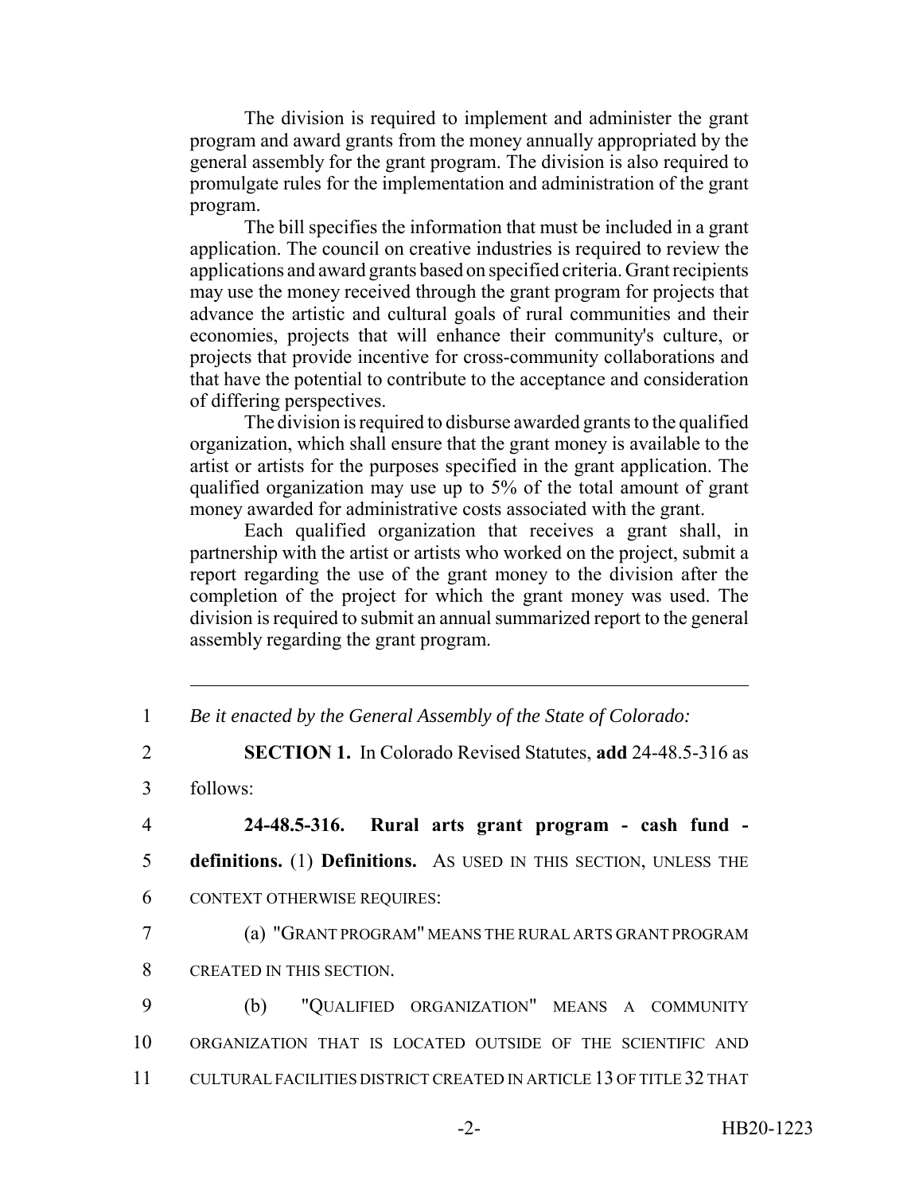The division is required to implement and administer the grant program and award grants from the money annually appropriated by the general assembly for the grant program. The division is also required to promulgate rules for the implementation and administration of the grant program.

The bill specifies the information that must be included in a grant application. The council on creative industries is required to review the applications and award grants based on specified criteria. Grant recipients may use the money received through the grant program for projects that advance the artistic and cultural goals of rural communities and their economies, projects that will enhance their community's culture, or projects that provide incentive for cross-community collaborations and that have the potential to contribute to the acceptance and consideration of differing perspectives.

The division is required to disburse awarded grants to the qualified organization, which shall ensure that the grant money is available to the artist or artists for the purposes specified in the grant application. The qualified organization may use up to 5% of the total amount of grant money awarded for administrative costs associated with the grant.

Each qualified organization that receives a grant shall, in partnership with the artist or artists who worked on the project, submit a report regarding the use of the grant money to the division after the completion of the project for which the grant money was used. The division is required to submit an annual summarized report to the general assembly regarding the grant program.

---

1 *Be it enacted by the General Assembly of the State of Colorado:*

2 **SECTION 1.** In Colorado Revised Statutes, **add** 24-48.5-316 as

3 follows:

4 **24-48.5-316. Rural arts grant program - cash fund -**

5 **definitions.** (1) **Definitions.** AS USED IN THIS SECTION, UNLESS THE

6 CONTEXT OTHERWISE REQUIRES:

7 (a) "GRANT PROGRAM" MEANS THE RURAL ARTS GRANT PROGRAM

8 CREATED IN THIS SECTION.

9 (b) "QUALIFIED ORGANIZATION" MEANS A COMMUNITY

10 ORGANIZATION THAT IS LOCATED OUTSIDE OF THE SCIENTIFIC AND

11 CULTURAL FACILITIES DISTRICT CREATED IN ARTICLE 13 OF TITLE 32 THAT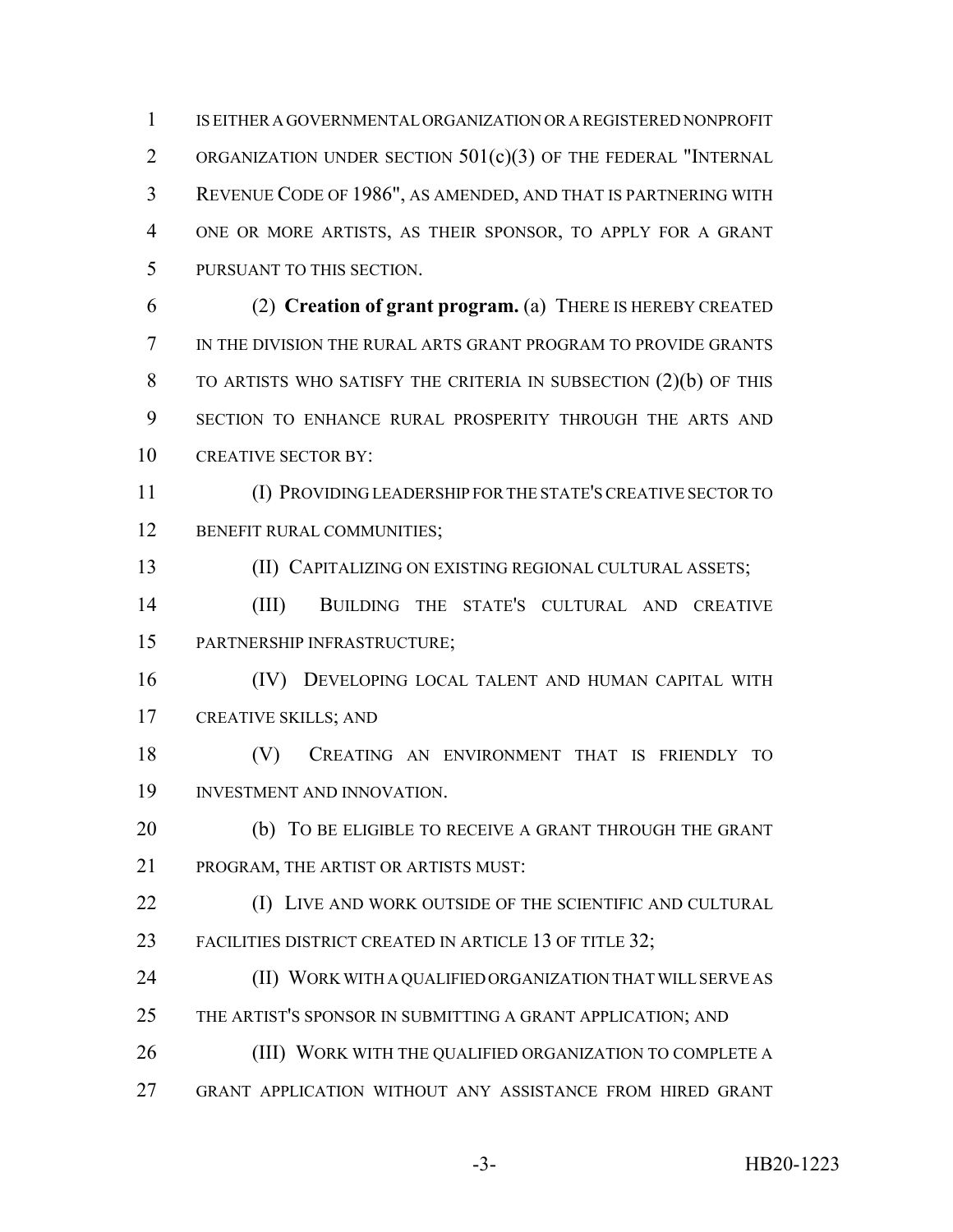IS EITHER A GOVERNMENTAL ORGANIZATION OR A REGISTERED NONPROFIT ORGANIZATION UNDER SECTION 501(c)(3) OF THE FEDERAL "INTERNAL REVENUE CODE OF 1986", AS AMENDED, AND THAT IS PARTNERING WITH ONE OR MORE ARTISTS, AS THEIR SPONSOR, TO APPLY FOR A GRANT PURSUANT TO THIS SECTION.

(2) **Creation of grant program.** (a) THERE IS HEREBY CREATED IN THE DIVISION THE RURAL ARTS GRANT PROGRAM TO PROVIDE GRANTS TO ARTISTS WHO SATISFY THE CRITERIA IN SUBSECTION (2)(b) OF THIS SECTION TO ENHANCE RURAL PROSPERITY THROUGH THE ARTS AND CREATIVE SECTOR BY:

(I) PROVIDING LEADERSHIP FOR THE STATE'S CREATIVE SECTOR TO BENEFIT RURAL COMMUNITIES;

(II) CAPITALIZING ON EXISTING REGIONAL CULTURAL ASSETS;

(III) BUILDING THE STATE'S CULTURAL AND CREATIVE PARTNERSHIP INFRASTRUCTURE;

(IV) DEVELOPING LOCAL TALENT AND HUMAN CAPITAL WITH CREATIVE SKILLS; AND

(V) CREATING AN ENVIRONMENT THAT IS FRIENDLY TO INVESTMENT AND INNOVATION.

(b) TO BE ELIGIBLE TO RECEIVE A GRANT THROUGH THE GRANT PROGRAM, THE ARTIST OR ARTISTS MUST:

(I) LIVE AND WORK OUTSIDE OF THE SCIENTIFIC AND CULTURAL FACILITIES DISTRICT CREATED IN ARTICLE 13 OF TITLE 32;

(II) WORK WITH A QUALIFIED ORGANIZATION THAT WILL SERVE AS THE ARTIST'S SPONSOR IN SUBMITTING A GRANT APPLICATION; AND

(III) WORK WITH THE QUALIFIED ORGANIZATION TO COMPLETE A GRANT APPLICATION WITHOUT ANY ASSISTANCE FROM HIRED GRANT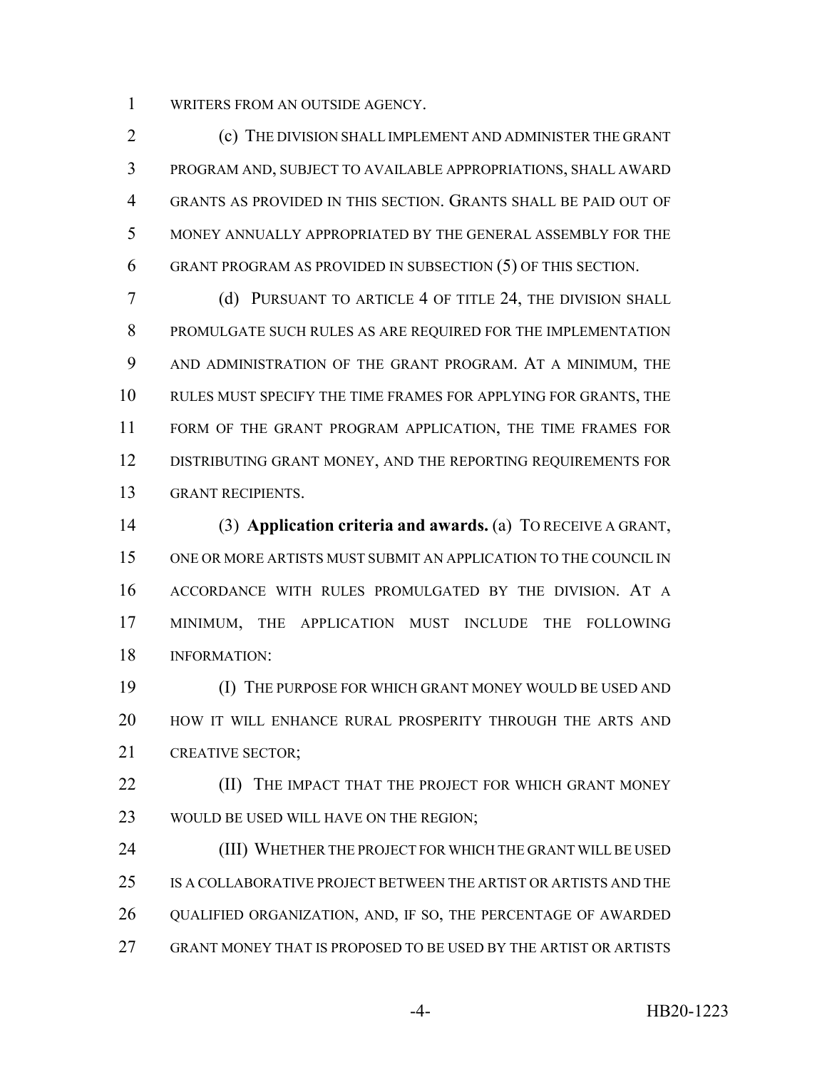WRITERS FROM AN OUTSIDE AGENCY.

(c) THE DIVISION SHALL IMPLEMENT AND ADMINISTER THE GRANT PROGRAM AND, SUBJECT TO AVAILABLE APPROPRIATIONS, SHALL AWARD GRANTS AS PROVIDED IN THIS SECTION. GRANTS SHALL BE PAID OUT OF MONEY ANNUALLY APPROPRIATED BY THE GENERAL ASSEMBLY FOR THE GRANT PROGRAM AS PROVIDED IN SUBSECTION (5) OF THIS SECTION.

(d) PURSUANT TO ARTICLE 4 OF TITLE 24, THE DIVISION SHALL PROMULGATE SUCH RULES AS ARE REQUIRED FOR THE IMPLEMENTATION AND ADMINISTRATION OF THE GRANT PROGRAM. AT A MINIMUM, THE RULES MUST SPECIFY THE TIME FRAMES FOR APPLYING FOR GRANTS, THE FORM OF THE GRANT PROGRAM APPLICATION, THE TIME FRAMES FOR DISTRIBUTING GRANT MONEY, AND THE REPORTING REQUIREMENTS FOR GRANT RECIPIENTS.

(3) **Application criteria and awards.** (a) TO RECEIVE A GRANT, ONE OR MORE ARTISTS MUST SUBMIT AN APPLICATION TO THE COUNCIL IN ACCORDANCE WITH RULES PROMULGATED BY THE DIVISION. AT A MINIMUM, THE APPLICATION MUST INCLUDE THE FOLLOWING INFORMATION:

(I) THE PURPOSE FOR WHICH GRANT MONEY WOULD BE USED AND HOW IT WILL ENHANCE RURAL PROSPERITY THROUGH THE ARTS AND CREATIVE SECTOR;

(II) THE IMPACT THAT THE PROJECT FOR WHICH GRANT MONEY WOULD BE USED WILL HAVE ON THE REGION;

(III) WHETHER THE PROJECT FOR WHICH THE GRANT WILL BE USED IS A COLLABORATIVE PROJECT BETWEEN THE ARTIST OR ARTISTS AND THE QUALIFIED ORGANIZATION, AND, IF SO, THE PERCENTAGE OF AWARDED GRANT MONEY THAT IS PROPOSED TO BE USED BY THE ARTIST OR ARTISTS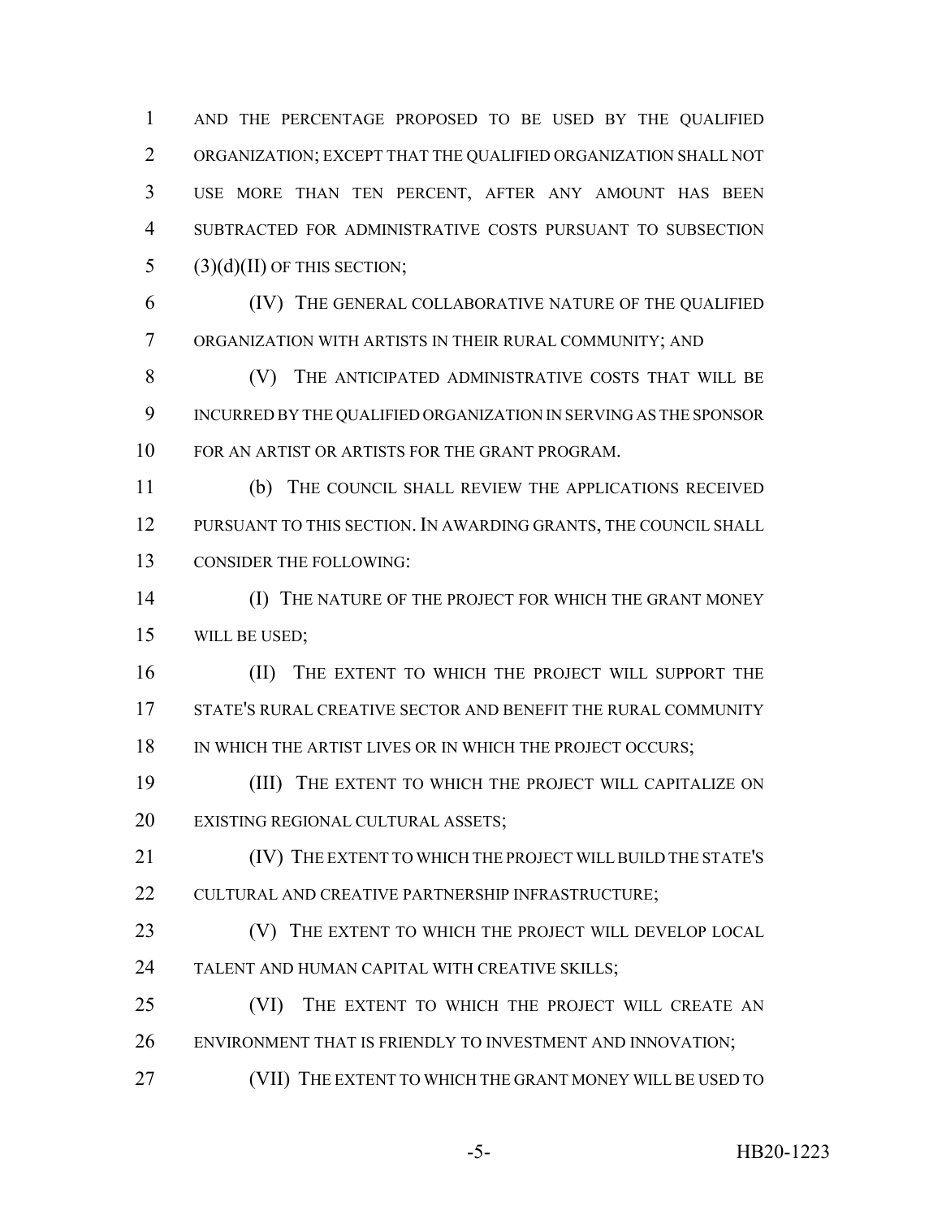AND THE PERCENTAGE PROPOSED TO BE USED BY THE QUALIFIED ORGANIZATION; EXCEPT THAT THE QUALIFIED ORGANIZATION SHALL NOT USE MORE THAN TEN PERCENT, AFTER ANY AMOUNT HAS BEEN SUBTRACTED FOR ADMINISTRATIVE COSTS PURSUANT TO SUBSECTION (3)(d)(II) OF THIS SECTION;

(IV) THE GENERAL COLLABORATIVE NATURE OF THE QUALIFIED ORGANIZATION WITH ARTISTS IN THEIR RURAL COMMUNITY; AND

(V) THE ANTICIPATED ADMINISTRATIVE COSTS THAT WILL BE INCURRED BY THE QUALIFIED ORGANIZATION IN SERVING AS THE SPONSOR FOR AN ARTIST OR ARTISTS FOR THE GRANT PROGRAM.

(b) THE COUNCIL SHALL REVIEW THE APPLICATIONS RECEIVED PURSUANT TO THIS SECTION. IN AWARDING GRANTS, THE COUNCIL SHALL CONSIDER THE FOLLOWING:

(I) THE NATURE OF THE PROJECT FOR WHICH THE GRANT MONEY WILL BE USED;

(II) THE EXTENT TO WHICH THE PROJECT WILL SUPPORT THE STATE'S RURAL CREATIVE SECTOR AND BENEFIT THE RURAL COMMUNITY IN WHICH THE ARTIST LIVES OR IN WHICH THE PROJECT OCCURS;

(III) THE EXTENT TO WHICH THE PROJECT WILL CAPITALIZE ON EXISTING REGIONAL CULTURAL ASSETS;

(IV) THE EXTENT TO WHICH THE PROJECT WILL BUILD THE STATE'S CULTURAL AND CREATIVE PARTNERSHIP INFRASTRUCTURE;

(V) THE EXTENT TO WHICH THE PROJECT WILL DEVELOP LOCAL TALENT AND HUMAN CAPITAL WITH CREATIVE SKILLS;

(VI) THE EXTENT TO WHICH THE PROJECT WILL CREATE AN ENVIRONMENT THAT IS FRIENDLY TO INVESTMENT AND INNOVATION;

(VII) THE EXTENT TO WHICH THE GRANT MONEY WILL BE USED TO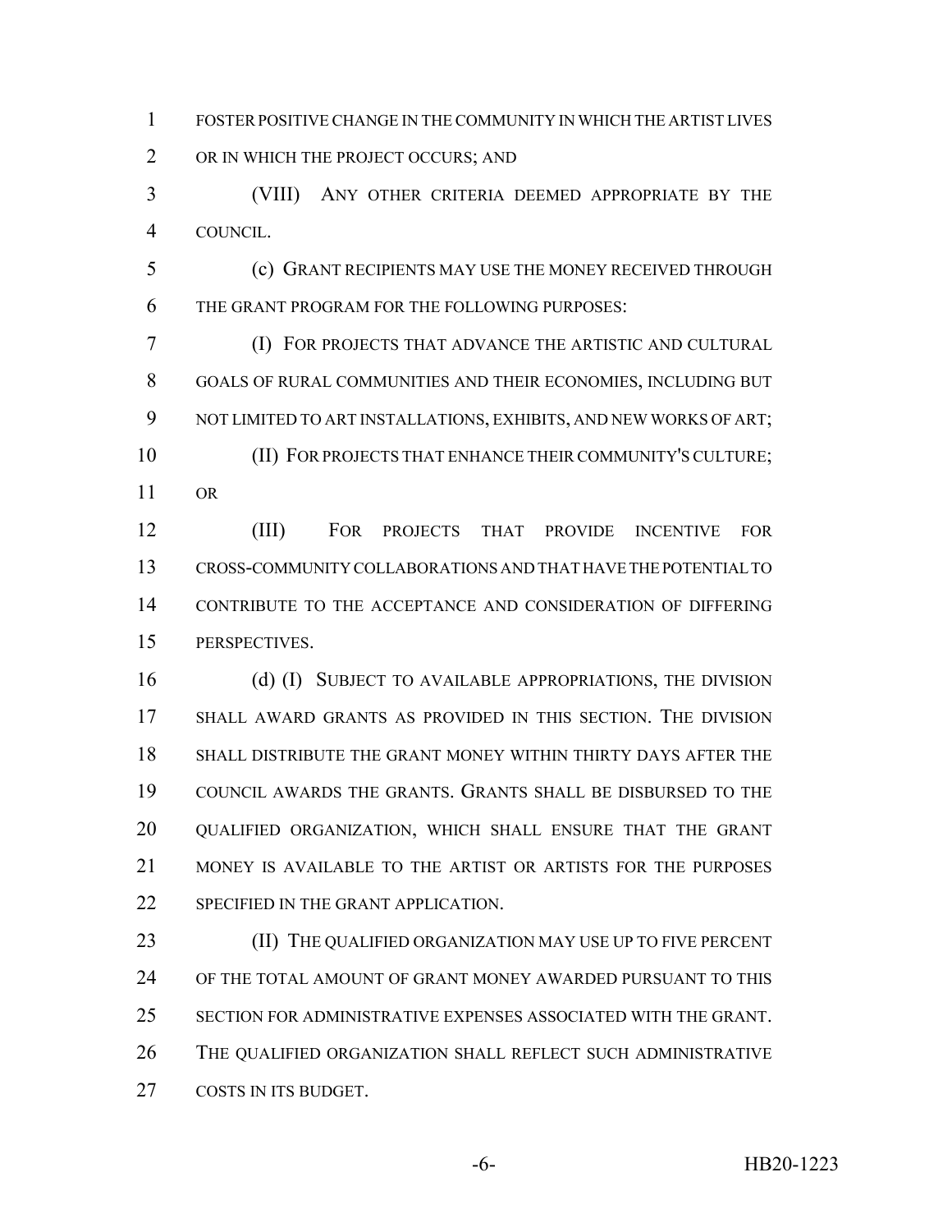FOSTER POSITIVE CHANGE IN THE COMMUNITY IN WHICH THE ARTIST LIVES OR IN WHICH THE PROJECT OCCURS; AND

(VIII) ANY OTHER CRITERIA DEEMED APPROPRIATE BY THE COUNCIL.

(c) GRANT RECIPIENTS MAY USE THE MONEY RECEIVED THROUGH THE GRANT PROGRAM FOR THE FOLLOWING PURPOSES:

(I) FOR PROJECTS THAT ADVANCE THE ARTISTIC AND CULTURAL GOALS OF RURAL COMMUNITIES AND THEIR ECONOMIES, INCLUDING BUT NOT LIMITED TO ART INSTALLATIONS, EXHIBITS, AND NEW WORKS OF ART;

(II) FOR PROJECTS THAT ENHANCE THEIR COMMUNITY'S CULTURE; OR

(III) FOR PROJECTS THAT PROVIDE INCENTIVE FOR CROSS-COMMUNITY COLLABORATIONS AND THAT HAVE THE POTENTIAL TO CONTRIBUTE TO THE ACCEPTANCE AND CONSIDERATION OF DIFFERING PERSPECTIVES.

(d) (I) SUBJECT TO AVAILABLE APPROPRIATIONS, THE DIVISION SHALL AWARD GRANTS AS PROVIDED IN THIS SECTION. THE DIVISION SHALL DISTRIBUTE THE GRANT MONEY WITHIN THIRTY DAYS AFTER THE COUNCIL AWARDS THE GRANTS. GRANTS SHALL BE DISBURSED TO THE QUALIFIED ORGANIZATION, WHICH SHALL ENSURE THAT THE GRANT MONEY IS AVAILABLE TO THE ARTIST OR ARTISTS FOR THE PURPOSES SPECIFIED IN THE GRANT APPLICATION.

(II) THE QUALIFIED ORGANIZATION MAY USE UP TO FIVE PERCENT OF THE TOTAL AMOUNT OF GRANT MONEY AWARDED PURSUANT TO THIS SECTION FOR ADMINISTRATIVE EXPENSES ASSOCIATED WITH THE GRANT. THE QUALIFIED ORGANIZATION SHALL REFLECT SUCH ADMINISTRATIVE COSTS IN ITS BUDGET.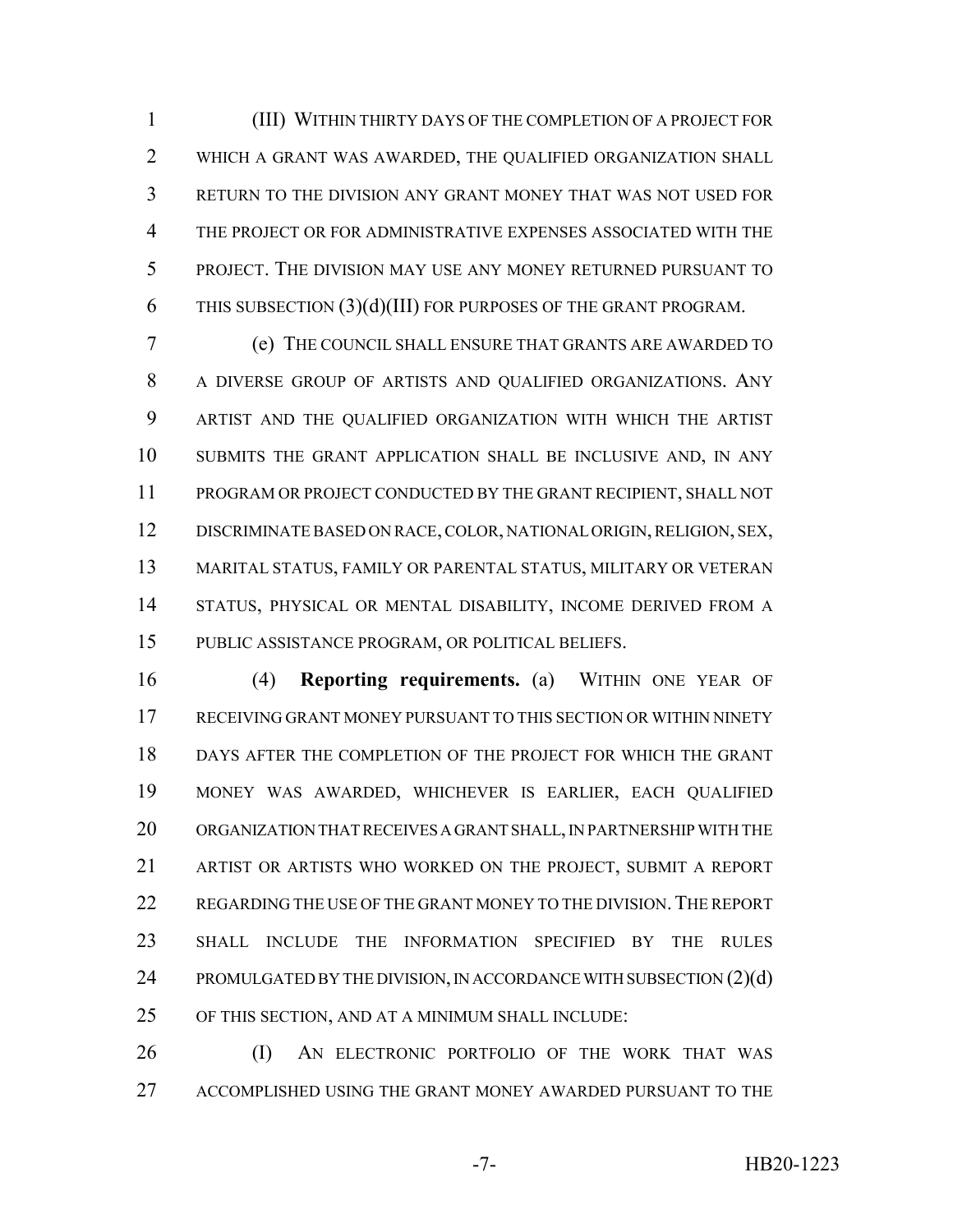(III) WITHIN THIRTY DAYS OF THE COMPLETION OF A PROJECT FOR WHICH A GRANT WAS AWARDED, THE QUALIFIED ORGANIZATION SHALL RETURN TO THE DIVISION ANY GRANT MONEY THAT WAS NOT USED FOR THE PROJECT OR FOR ADMINISTRATIVE EXPENSES ASSOCIATED WITH THE PROJECT. THE DIVISION MAY USE ANY MONEY RETURNED PURSUANT TO THIS SUBSECTION (3)(d)(III) FOR PURPOSES OF THE GRANT PROGRAM.

(e) THE COUNCIL SHALL ENSURE THAT GRANTS ARE AWARDED TO A DIVERSE GROUP OF ARTISTS AND QUALIFIED ORGANIZATIONS. ANY ARTIST AND THE QUALIFIED ORGANIZATION WITH WHICH THE ARTIST SUBMITS THE GRANT APPLICATION SHALL BE INCLUSIVE AND, IN ANY PROGRAM OR PROJECT CONDUCTED BY THE GRANT RECIPIENT, SHALL NOT DISCRIMINATE BASED ON RACE, COLOR, NATIONAL ORIGIN, RELIGION, SEX, MARITAL STATUS, FAMILY OR PARENTAL STATUS, MILITARY OR VETERAN STATUS, PHYSICAL OR MENTAL DISABILITY, INCOME DERIVED FROM A PUBLIC ASSISTANCE PROGRAM, OR POLITICAL BELIEFS.

(4) **Reporting requirements.** (a) WITHIN ONE YEAR OF RECEIVING GRANT MONEY PURSUANT TO THIS SECTION OR WITHIN NINETY DAYS AFTER THE COMPLETION OF THE PROJECT FOR WHICH THE GRANT MONEY WAS AWARDED, WHICHEVER IS EARLIER, EACH QUALIFIED ORGANIZATION THAT RECEIVES A GRANT SHALL, IN PARTNERSHIP WITH THE ARTIST OR ARTISTS WHO WORKED ON THE PROJECT, SUBMIT A REPORT REGARDING THE USE OF THE GRANT MONEY TO THE DIVISION. THE REPORT SHALL INCLUDE THE INFORMATION SPECIFIED BY THE RULES PROMULGATED BY THE DIVISION, IN ACCORDANCE WITH SUBSECTION (2)(d) OF THIS SECTION, AND AT A MINIMUM SHALL INCLUDE:

(I) AN ELECTRONIC PORTFOLIO OF THE WORK THAT WAS ACCOMPLISHED USING THE GRANT MONEY AWARDED PURSUANT TO THE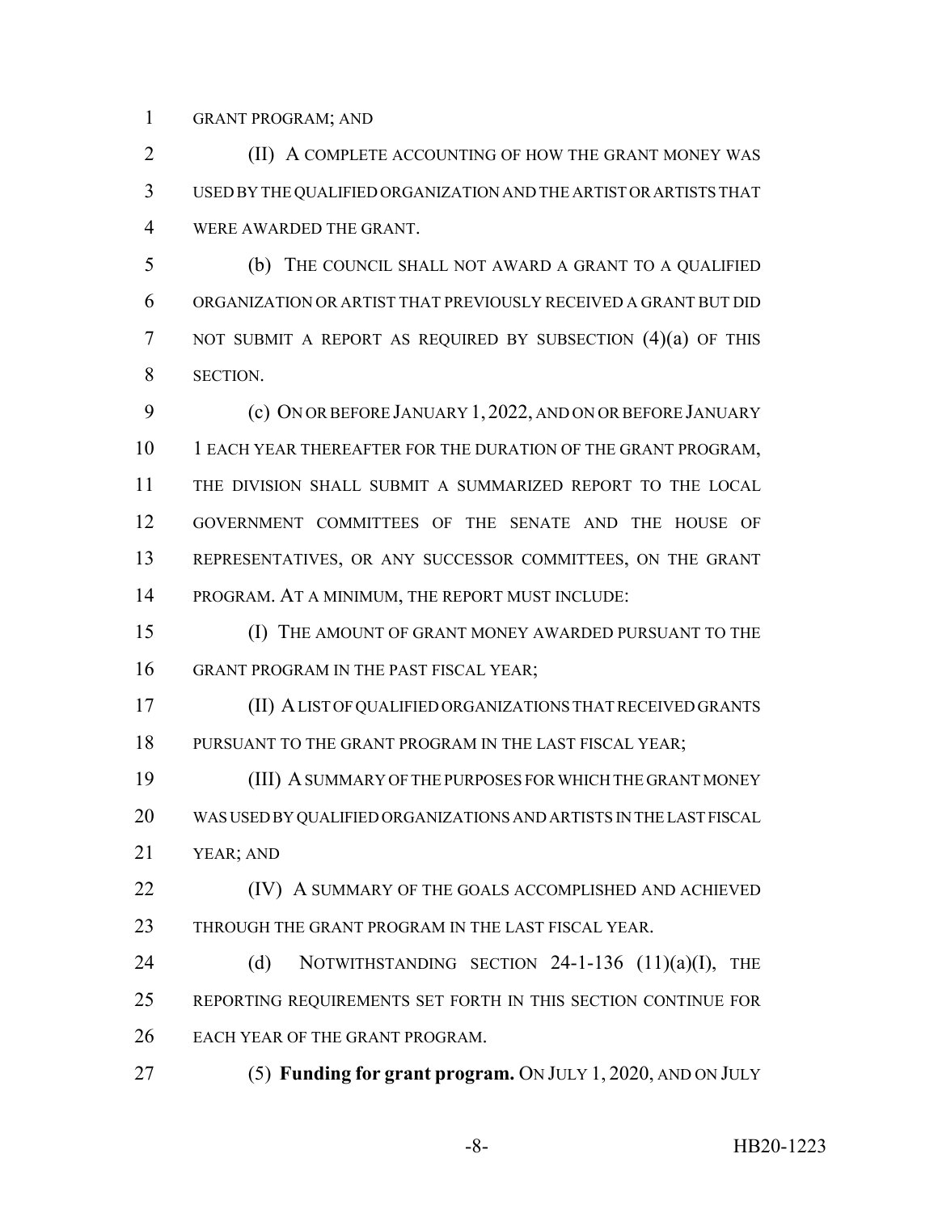GRANT PROGRAM; AND

(II) A COMPLETE ACCOUNTING OF HOW THE GRANT MONEY WAS USED BY THE QUALIFIED ORGANIZATION AND THE ARTIST OR ARTISTS THAT WERE AWARDED THE GRANT.

(b) THE COUNCIL SHALL NOT AWARD A GRANT TO A QUALIFIED ORGANIZATION OR ARTIST THAT PREVIOUSLY RECEIVED A GRANT BUT DID NOT SUBMIT A REPORT AS REQUIRED BY SUBSECTION (4)(a) OF THIS SECTION.

(c) ON OR BEFORE JANUARY 1, 2022, AND ON OR BEFORE JANUARY 1 EACH YEAR THEREAFTER FOR THE DURATION OF THE GRANT PROGRAM, THE DIVISION SHALL SUBMIT A SUMMARIZED REPORT TO THE LOCAL GOVERNMENT COMMITTEES OF THE SENATE AND THE HOUSE OF REPRESENTATIVES, OR ANY SUCCESSOR COMMITTEES, ON THE GRANT PROGRAM. AT A MINIMUM, THE REPORT MUST INCLUDE:

(I) THE AMOUNT OF GRANT MONEY AWARDED PURSUANT TO THE GRANT PROGRAM IN THE PAST FISCAL YEAR;

(II) A LIST OF QUALIFIED ORGANIZATIONS THAT RECEIVED GRANTS PURSUANT TO THE GRANT PROGRAM IN THE LAST FISCAL YEAR;

(III) A SUMMARY OF THE PURPOSES FOR WHICH THE GRANT MONEY WAS USED BY QUALIFIED ORGANIZATIONS AND ARTISTS IN THE LAST FISCAL YEAR; AND

(IV) A SUMMARY OF THE GOALS ACCOMPLISHED AND ACHIEVED THROUGH THE GRANT PROGRAM IN THE LAST FISCAL YEAR.

(d) NOTWITHSTANDING SECTION 24-1-136 (11)(a)(I), THE REPORTING REQUIREMENTS SET FORTH IN THIS SECTION CONTINUE FOR EACH YEAR OF THE GRANT PROGRAM.

(5) **Funding for grant program.** ON JULY 1, 2020, AND ON JULY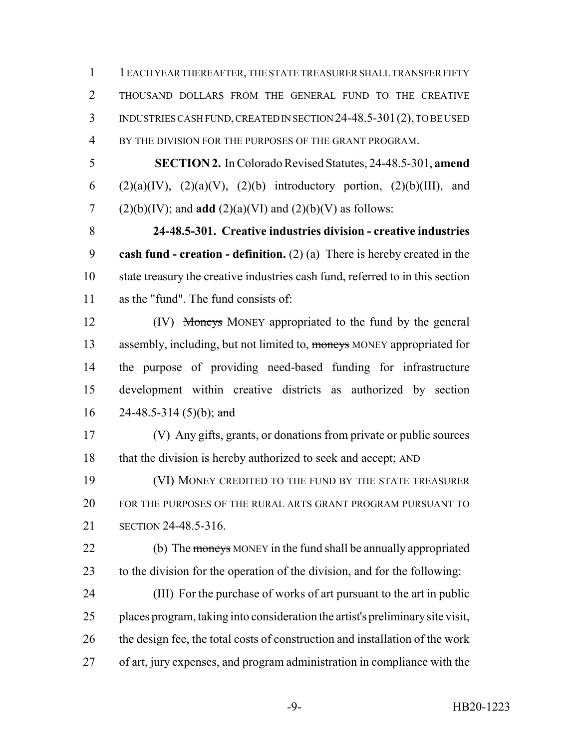1 EACH YEAR THEREAFTER, THE STATE TREASURER SHALL TRANSFER FIFTY THOUSAND DOLLARS FROM THE GENERAL FUND TO THE CREATIVE INDUSTRIES CASH FUND, CREATED IN SECTION 24-48.5-301 (2), TO BE USED BY THE DIVISION FOR THE PURPOSES OF THE GRANT PROGRAM.

**SECTION 2.** In Colorado Revised Statutes, 24-48.5-301, **amend** (2)(a)(IV), (2)(a)(V), (2)(b) introductory portion, (2)(b)(III), and (2)(b)(IV); and **add** (2)(a)(VI) and (2)(b)(V) as follows:

**24-48.5-301. Creative industries division - creative industries cash fund - creation - definition.** (2) (a) There is hereby created in the state treasury the creative industries cash fund, referred to in this section as the "fund". The fund consists of:

(IV) ~~Moneys~~ MONEY appropriated to the fund by the general assembly, including, but not limited to, ~~moneys~~ MONEY appropriated for the purpose of providing need-based funding for infrastructure development within creative districts as authorized by section 24-48.5-314 (5)(b); ~~and~~

(V) Any gifts, grants, or donations from private or public sources that the division is hereby authorized to seek and accept; AND

(VI) MONEY CREDITED TO THE FUND BY THE STATE TREASURER FOR THE PURPOSES OF THE RURAL ARTS GRANT PROGRAM PURSUANT TO SECTION 24-48.5-316.

(b) The ~~moneys~~ MONEY in the fund shall be annually appropriated to the division for the operation of the division, and for the following:

(III) For the purchase of works of art pursuant to the art in public places program, taking into consideration the artist's preliminary site visit, the design fee, the total costs of construction and installation of the work of art, jury expenses, and program administration in compliance with the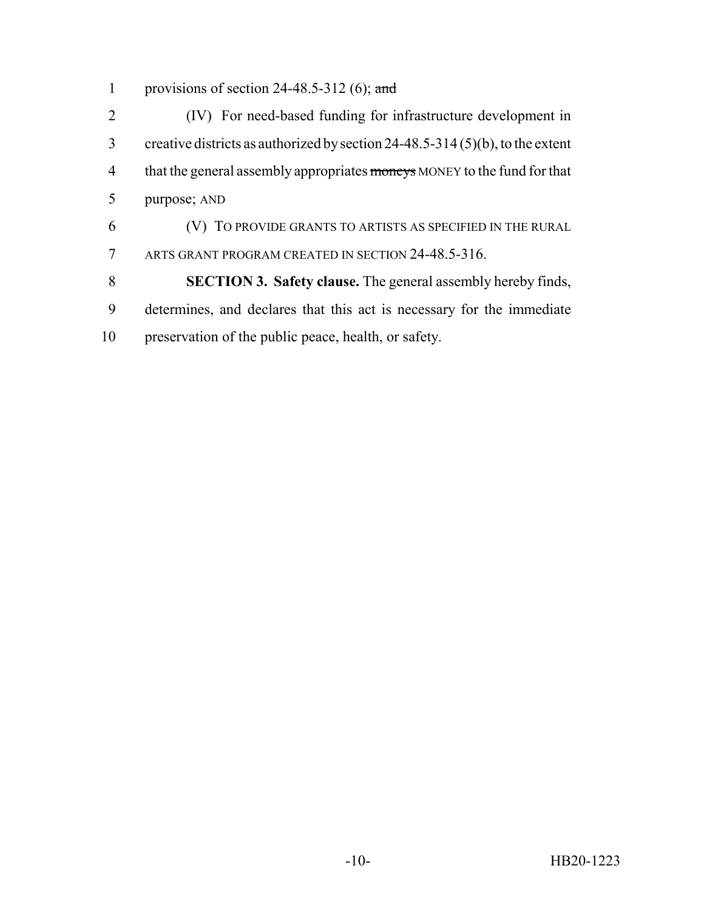1 provisions of section 24-48.5-312 (6); ~~and~~

2 (IV) For need-based funding for infrastructure development in
3 creative districts as authorized by section 24-48.5-314 (5)(b), to the extent
4 that the general assembly appropriates ~~moneys~~ MONEY to the fund for that
5 purpose; AND

6 (V) TO PROVIDE GRANTS TO ARTISTS AS SPECIFIED IN THE RURAL
7 ARTS GRANT PROGRAM CREATED IN SECTION 24-48.5-316.

8 **SECTION 3. Safety clause.** The general assembly hereby finds,
9 determines, and declares that this act is necessary for the immediate
10 preservation of the public peace, health, or safety.